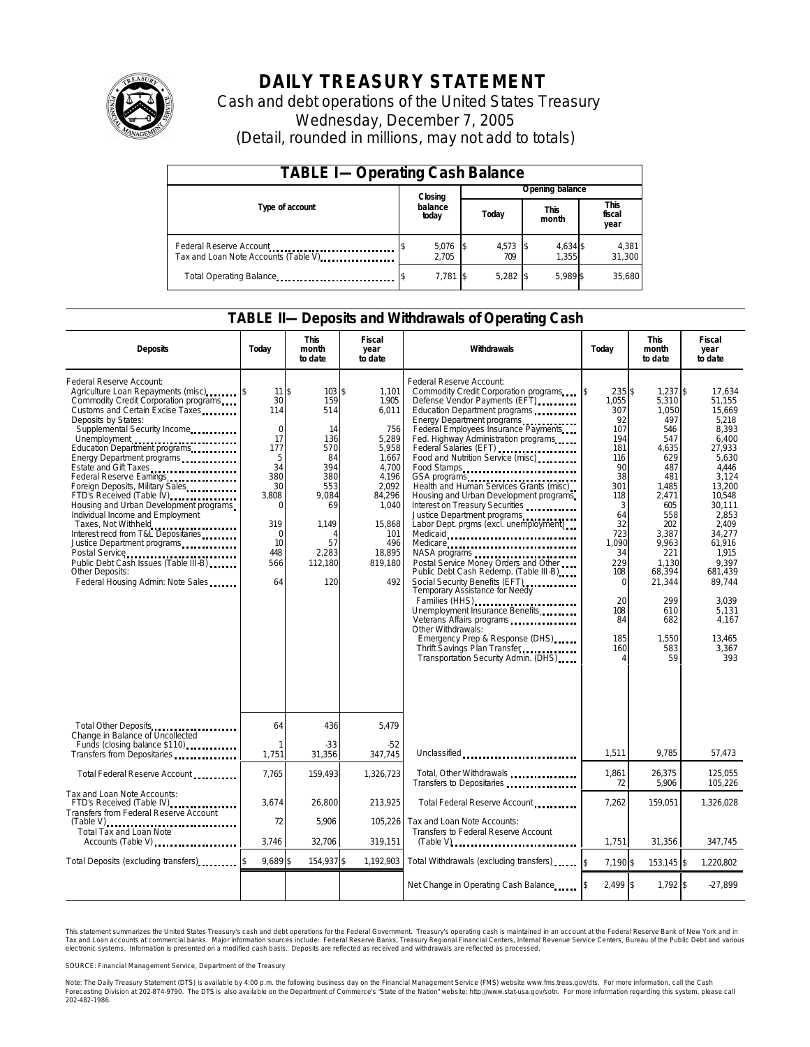# DAILY TREASURY STATEMENT

Cash and debt operations of the United States Treasury

Wednesday, December 7, 2005

(Detail, rounded in millions, may not add to totals)

## TABLE I—Operating Cash Balance

| Type of account | Closing balance today | Opening balance Today | Opening balance This month | Opening balance This fiscal year |
|---|---|---|---|---|
| Federal Reserve Account | $ 5,076 | $ 4,573 | $ 4,634 | $ 4,381 |
| Tax and Loan Note Accounts (Table V) | 2,705 | 709 | 1,355 | 31,300 |
| Total Operating Balance | $ 7,781 | $ 5,282 | $ 5,989 | $ 35,680 |

## TABLE II—Deposits and Withdrawals of Operating Cash

| Deposits | Today | This month to date | Fiscal year to date | Withdrawals | Today | This month to date | Fiscal year to date |
|---|---|---|---|---|---|---|---|
| Federal Reserve Account: | | | | Federal Reserve Account: | | | |
| Agriculture Loan Repayments (misc) | $ 11 | $ 103 | $ 1,101 | Commodity Credit Corporation programs | $ 235 | $ 1,237 | $ 17,634 |
| Commodity Credit Corporation programs | 30 | 159 | 1,905 | Defense Vendor Payments (EFT) | 1,055 | 5,310 | 51,155 |
| Customs and Certain Excise Taxes | 114 | 514 | 6,011 | Education Department programs | 307 | 1,050 | 15,669 |
| Deposits by States: | | | | Energy Department programs | 92 | 497 | 5,218 |
| Supplemental Security Income | 0 | 14 | 756 | Federal Employees Insurance Payments | 107 | 546 | 8,393 |
| Unemployment | 17 | 136 | 5,289 | Fed. Highway Administration programs | 194 | 547 | 6,400 |
| Education Department programs | 177 | 570 | 5,958 | Federal Salaries (EFT) | 181 | 4,635 | 27,933 |
| Energy Department programs | 5 | 84 | 1,667 | Food and Nutrition Service (misc) | 116 | 629 | 5,630 |
| Estate and Gift Taxes | 34 | 394 | 4,700 | Food Stamps | 90 | 487 | 4,446 |
| Federal Reserve Earnings | 380 | 380 | 4,196 | GSA programs | 38 | 481 | 3,124 |
| Foreign Deposits, Military Sales | 30 | 553 | 2,092 | Health and Human Services Grants (misc) | 301 | 1,485 | 13,200 |
| FTD's Received (Table IV) | 3,808 | 9,084 | 84,296 | Housing and Urban Development programs | 118 | 2,471 | 10,548 |
| Housing and Urban Development programs | 0 | 69 | 1,040 | Interest on Treasury Securities | 3 | 605 | 30,111 |
| Individual Income and Employment Taxes, Not Withheld | 319 | 1,149 | 15,868 | Justice Department programs | 64 | 558 | 2,853 |
| Interest recd from T&L Depositaries | 0 | 4 | 101 | Labor Dept. prgms (excl. unemployment) | 32 | 202 | 2,409 |
| Justice Department programs | 10 | 57 | 496 | Medicaid | 723 | 3,387 | 34,277 |
| Postal Service | 448 | 2,283 | 18,895 | Medicare | 1,090 | 9,963 | 61,916 |
| Public Debt Cash Issues (Table III-B) | 566 | 112,180 | 819,180 | NASA programs | 34 | 221 | 1,915 |
| Other Deposits: | | | | Postal Service Money Orders and Other | 229 | 1,130 | 9,397 |
| Federal Housing Admin: Note Sales | 64 | 120 | 492 | Public Debt Cash Redemp. (Table III-B) | 108 | 68,394 | 681,439 |
| | | | | Social Security Benefits (EFT) | 0 | 21,344 | 89,744 |
| | | | | Temporary Assistance for Needy Families (HHS) | 20 | 299 | 3,039 |
| | | | | Unemployment Insurance Benefits | 108 | 610 | 5,131 |
| | | | | Veterans Affairs programs | 84 | 682 | 4,167 |
| | | | | Other Withdrawals: | | | |
| | | | | Emergency Prep & Response (DHS) | 185 | 1,550 | 13,465 |
| | | | | Thrift Savings Plan Transfer | 160 | 583 | 3,367 |
| | | | | Transportation Security Admin. (DHS) | 4 | 59 | 393 |
| Total Other Deposits | 64 | 436 | 5,479 | | | | |
| Change in Balance of Uncollected Funds (closing balance $110) | 1 | -33 | -52 | | | | |
| Transfers from Depositaries | 1,751 | 31,356 | 347,745 | Unclassified | 1,511 | 9,785 | 57,473 |
| Total Federal Reserve Account | 7,765 | 159,493 | 1,326,723 | Total, Other Withdrawals | 1,861 | 26,375 | 125,055 |
| | | | | Transfers to Depositaries | 72 | 5,906 | 105,226 |
| Tax and Loan Note Accounts: | | | | Total Federal Reserve Account | 7,262 | 159,051 | 1,326,028 |
| FTD's Received (Table IV) | 3,674 | 26,800 | 213,925 | | | | |
| Transfers from Federal Reserve Account (Table V) | 72 | 5,906 | 105,226 | Tax and Loan Note Accounts: | | | |
| Total Tax and Loan Note Accounts (Table V) | 3,746 | 32,706 | 319,151 | Transfers to Federal Reserve Account (Table V) | 1,751 | 31,356 | 347,745 |
| Total Deposits (excluding transfers) | $ 9,689 | $ 154,937 | $ 1,192,903 | Total Withdrawals (excluding transfers) | $ 7,190 | $ 153,145 | $ 1,220,802 |
| | | | | Net Change in Operating Cash Balance | $ 2,499 | $ 1,792 | $ -27,899 |

This statement summarizes the United States Treasury's cash and debt operations for the Federal Government. Treasury's operating cash is maintained in an account at the Federal Reserve Bank of New York and in Tax and Loan accounts at commercial banks. Major information sources include: Federal Reserve Banks, Treasury Regional Financial Centers, Internal Revenue Service Centers, Bureau of the Public Debt and various electronic systems. Information is presented on a modified cash basis. Deposits are reflected as received and withdrawals are reflected as processed.

SOURCE: Financial Management Service, Department of the Treasury

Note: The Daily Treasury Statement (DTS) is available by 4:00 p.m. the following business day on the Financial Management Service (FMS) website www.fms.treas.gov/dts. For more information, call the Cash Forecasting Division at 202-874-9790. The DTS is also available on the Department of Commerce's "State of the Nation" website: http://www.stat-usa.gov/sotn. For more information regarding this system, please call 202-482-1986.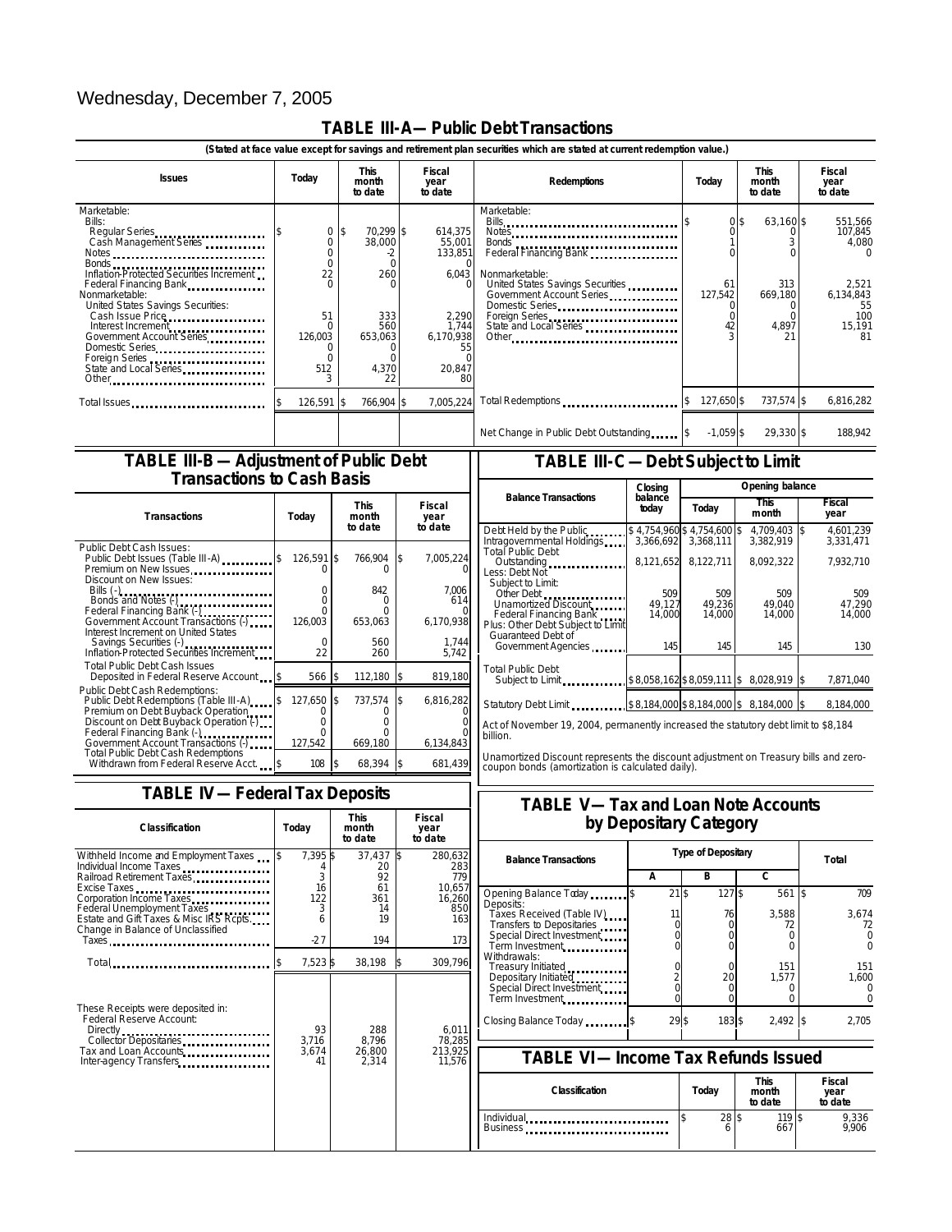Wednesday, December 7, 2005

## TABLE III-A — Public Debt Transactions

(Stated at face value except for savings and retirement plan securities which are stated at current redemption value.)

| Issues | Today | This month to date | Fiscal year to date | Redemptions | Today | This month to date | Fiscal year to date |
|---|---|---|---|---|---|---|---|
| Marketable: | | | | Marketable: | | | |
| Bills: | | | | Bills | $ 0 | $ 63,160 | $ 551,566 |
| Regular Series | $ 0 | $ 70,299 | $ 614,375 | Notes | 0 | 0 | 107,845 |
| Cash Management Series | 0 | 38,000 | 55,001 | Bonds | 1 | 3 | 4,080 |
| Notes | 0 | -2 | 133,851 | Federal Financing Bank | 0 | 0 | 0 |
| Bonds | 0 | 0 | 0 | | | | |
| Inflation-Protected Securities Increment | 22 | 260 | 6,043 | Nonmarketable: | | | |
| Federal Financing Bank | 0 | 0 | 0 | United States Savings Securities | 61 | 313 | 2,521 |
| Nonmarketable: | | | | Government Account Series | 127,542 | 669,180 | 6,134,843 |
| United States Savings Securities: | | | | Domestic Series | 0 | 0 | 55 |
| Cash Issue Price | 51 | 333 | 2,290 | Foreign Series | 0 | 0 | 100 |
| Interest Increment | 0 | 560 | 1,744 | State and Local Series | 42 | 4,897 | 15,191 |
| Government Account Series | 126,003 | 653,063 | 6,170,938 | Other | 3 | 21 | 81 |
| Domestic Series | 0 | 0 | 55 | | | | |
| Foreign Series | 0 | 0 | 0 | | | | |
| State and Local Series | 512 | 4,370 | 20,847 | | | | |
| Other | 3 | 22 | 80 | | | | |
| Total Issues | $ 126,591 | $ 766,904 | $ 7,005,224 | Total Redemptions | $ 127,650 | $ 737,574 | $ 6,816,282 |
| | | | | Net Change in Public Debt Outstanding | $ -1,059 | $ 29,330 | $ 188,942 |

## TABLE III-B — Adjustment of Public Debt Transactions to Cash Basis

| Transactions | Today | This month to date | Fiscal year to date |
|---|---|---|---|
| Public Debt Cash Issues: | | | |
| Public Debt Issues (Table III-A) | $ 126,591 | $ 766,904 | $ 7,005,224 |
| Premium on New Issues | 0 | 0 | 0 |
| Discount on New Issues: | | | |
| Bills (-) | 0 | 842 | 7,006 |
| Bonds and Notes (-) | 0 | 0 | 614 |
| Federal Financing Bank (-) | 0 | 0 | 0 |
| Government Account Transactions (-) | 126,003 | 653,063 | 6,170,938 |
| Interest Increment on United States Savings Securities (-) | 0 | 560 | 1,744 |
| Inflation-Protected Securities Increment | 22 | 260 | 5,742 |
| Total Public Debt Cash Issues Deposited in Federal Reserve Account | $ 566 | $ 112,180 | $ 819,180 |
| Public Debt Cash Redemptions: | | | |
| Public Debt Redemptions (Table III-A) | $ 127,650 | $ 737,574 | $ 6,816,282 |
| Premium on Debt Buyback Operation | 0 | 0 | 0 |
| Discount on Debt Buyback Operation (-) | 0 | 0 | 0 |
| Federal Financing Bank (-) | 0 | 0 | 0 |
| Government Account Transactions (-) | 127,542 | 669,180 | 6,134,843 |
| Total Public Debt Cash Redemptions Withdrawn from Federal Reserve Acct. | $ 108 | $ 68,394 | $ 681,439 |

## TABLE III-C — Debt Subject to Limit

| Balance Transactions | Closing balance today | Opening balance Today | Opening balance This month | Opening balance Fiscal year |
|---|---|---|---|---|
| Debt Held by the Public | $ 4,754,960 | $ 4,754,600 | $ 4,709,403 | $ 4,601,239 |
| Intragovernmental Holdings | 3,366,692 | 3,368,111 | 3,382,919 | 3,331,471 |
| Total Public Debt Outstanding | 8,121,652 | 8,122,711 | 8,092,322 | 7,932,710 |
| Less: Debt Not Subject to Limit: | | | | |
| Other Debt | 509 | 509 | 509 | 509 |
| Unamortized Discount | 49,127 | 49,236 | 49,040 | 47,290 |
| Federal Financing Bank | 14,000 | 14,000 | 14,000 | 14,000 |
| Plus: Other Debt Subject to Limit Guaranteed Debt of Government Agencies | 145 | 145 | 145 | 130 |
| Total Public Debt Subject to Limit | $ 8,058,162 | $ 8,059,111 | $ 8,028,919 | $ 7,871,040 |
| Statutory Debt Limit | $ 8,184,000 | $ 8,184,000 | $ 8,184,000 | $ 8,184,000 |

Act of November 19, 2004, permanently increased the statutory debt limit to $8,184 billion.

Unamortized Discount represents the discount adjustment on Treasury bills and zero-coupon bonds (amortization is calculated daily).

## TABLE IV — Federal Tax Deposits

| Classification | Today | This month to date | Fiscal year to date |
|---|---|---|---|
| Withheld Income and Employment Taxes | $ 7,395 | $ 37,437 | $ 280,632 |
| Individual Income Taxes | 4 | 20 | 283 |
| Railroad Retirement Taxes | 3 | 92 | 779 |
| Excise Taxes | 16 | 61 | 10,657 |
| Corporation Income Taxes | 122 | 361 | 16,260 |
| Federal Unemployment Taxes | 3 | 14 | 850 |
| Estate and Gift Taxes & Misc IRS Rcpts. | 6 | 19 | 163 |
| Change in Balance of Unclassified Taxes | -27 | 194 | 173 |
| Total | $ 7,523 | $ 38,198 | $ 309,796 |
| These Receipts were deposited in: | | | |
| Federal Reserve Account: | | | |
| Directly | 93 | 288 | 6,011 |
| Collector Depositaries | 3,716 | 8,796 | 78,285 |
| Tax and Loan Accounts | 3,674 | 26,800 | 213,925 |
| Inter-agency Transfers | 41 | 2,314 | 11,576 |

## TABLE V — Tax and Loan Note Accounts by Depositary Category

| Balance Transactions | Type of Depositary A | B | C | Total |
|---|---|---|---|---|
| Opening Balance Today | $ 21 | $ 127 | $ 561 | $ 709 |
| Deposits: | | | | |
| Taxes Received (Table IV) | 11 | 76 | 3,588 | 3,674 |
| Transfers to Depositaries | 0 | 0 | 72 | 72 |
| Special Direct Investment | 0 | 0 | 0 | 0 |
| Term Investment | 0 | 0 | 0 | 0 |
| Withdrawals: | | | | |
| Treasury Initiated | 0 | 0 | 151 | 151 |
| Depositary Initiated | 2 | 20 | 1,577 | 1,600 |
| Special Direct Investment | 0 | 0 | 0 | 0 |
| Term Investment | 0 | 0 | 0 | 0 |
| Closing Balance Today | $ 29 | $ 183 | $ 2,492 | $ 2,705 |

## TABLE VI — Income Tax Refunds Issued

| Classification | Today | This month to date | Fiscal year to date |
|---|---|---|---|
| Individual | $ 28 | $ 119 | $ 9,336 |
| Business | 6 | 667 | 9,906 |